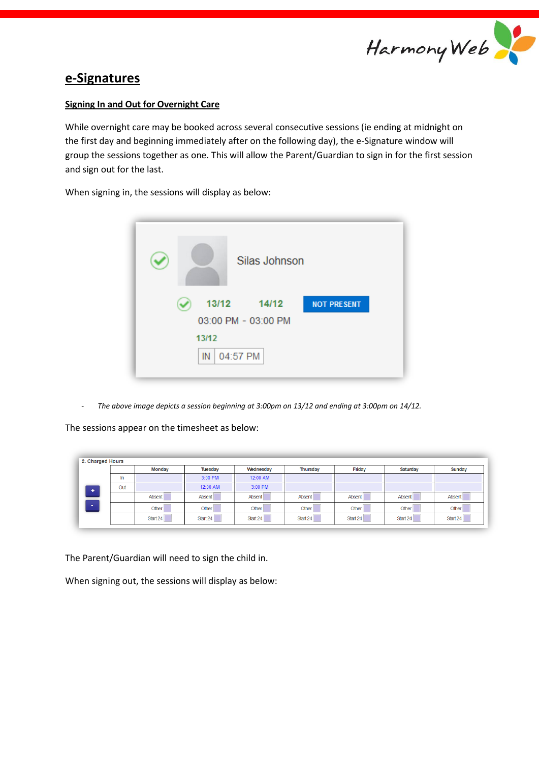# e-Signatures

## Signing In and Out for Overnight Care

While overnight care may be booked across several consecutive sessions (ie ending at midnight on the first day and beginning immediately after on the following day), the e-Signature window will group the sessions together as one. This will allow the Parent/Guardian to sign in for the first session and sign out for the last.

When signing in, the sessions will display as below:

Silas Johnson

13/12 14/12 NOT PRESENT

03:00 PM - 03:00 PM

13/12

IN 04:57 PM

- *The above image depicts a session beginning at 3:00pm on 13/12 and ending at 3:00pm on 14/12.*

The sessions appear on the timesheet as below:

2. Charged Hours

| | Monday | Tuesday | Wednesday | Thursday | Friday | Saturday | Sunday |
|---|---|---|---|---|---|---|---|
| In | | 3:00 PM | 12:00 AM | | | | |
| Out | | 12:00 AM | 3:00 PM | | | | |
| | Absent | Absent | Absent | Absent | Absent | Absent | Absent |
| | Other | Other | Other | Other | Other | Other | Other |
| | Start 24 | Start 24 | Start 24 | Start 24 | Start 24 | Start 24 | Start 24 |

The Parent/Guardian will need to sign the child in.

When signing out, the sessions will display as below: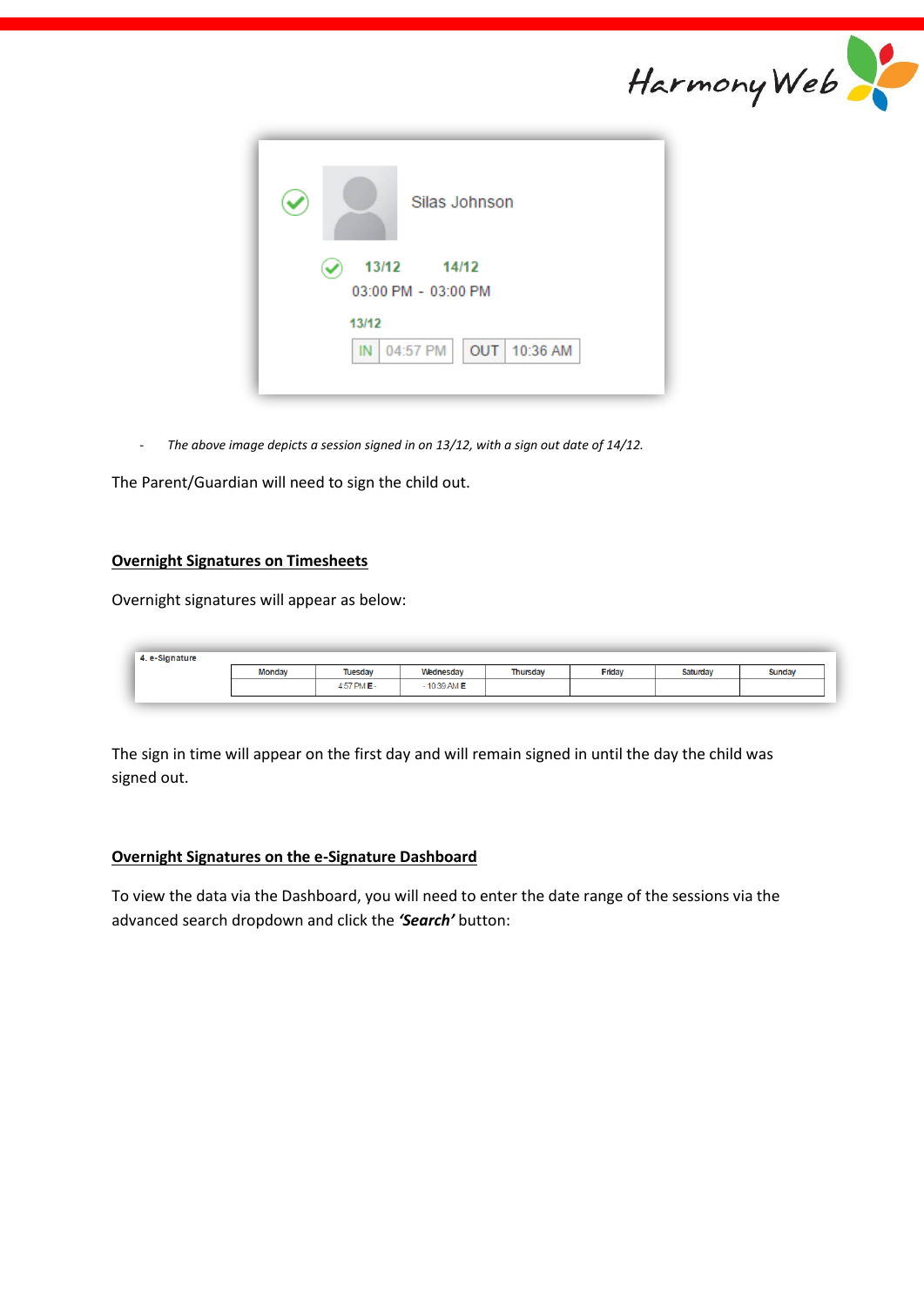Silas Johnson

13/12 14/12

03:00 PM - 03:00 PM

13/12

IN 04:57 PM OUT 10:36 AM

- *The above image depicts a session signed in on 13/12, with a sign out date of 14/12.*

The Parent/Guardian will need to sign the child out.

## Overnight Signatures on Timesheets

Overnight signatures will appear as below:

4. e-Signature

| Monday | Tuesday | Wednesday | Thursday | Friday | Saturday | Sunday |
|---|---|---|---|---|---|---|
| | 4:57 PM **E** - | - 10:39 AM **E** | | | | |

The sign in time will appear on the first day and will remain signed in until the day the child was signed out.

## Overnight Signatures on the e-Signature Dashboard

To view the data via the Dashboard, you will need to enter the date range of the sessions via the advanced search dropdown and click the ***'Search'*** button: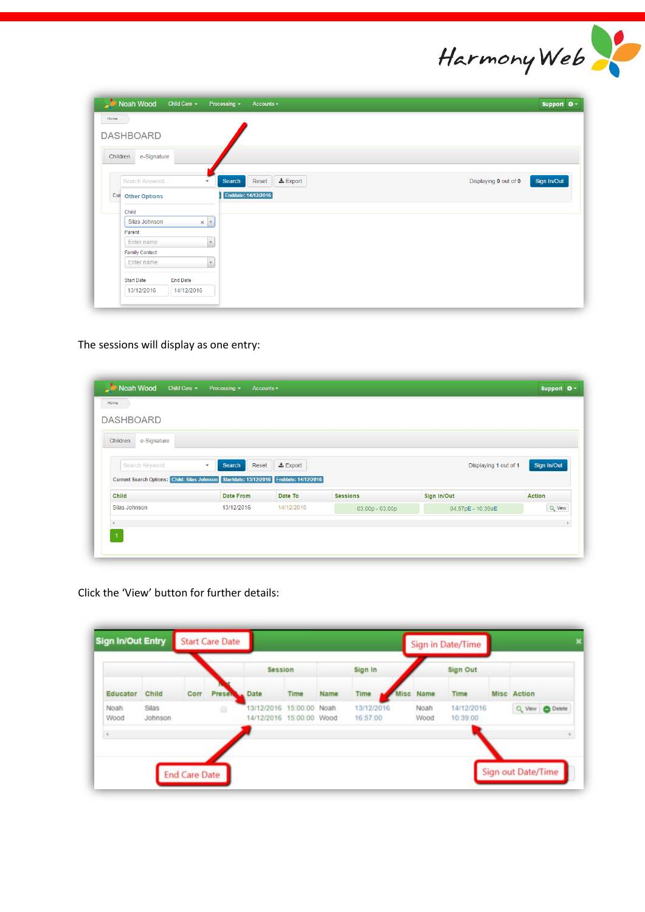The sessions will display as one entry:

Click the 'View' button for further details: